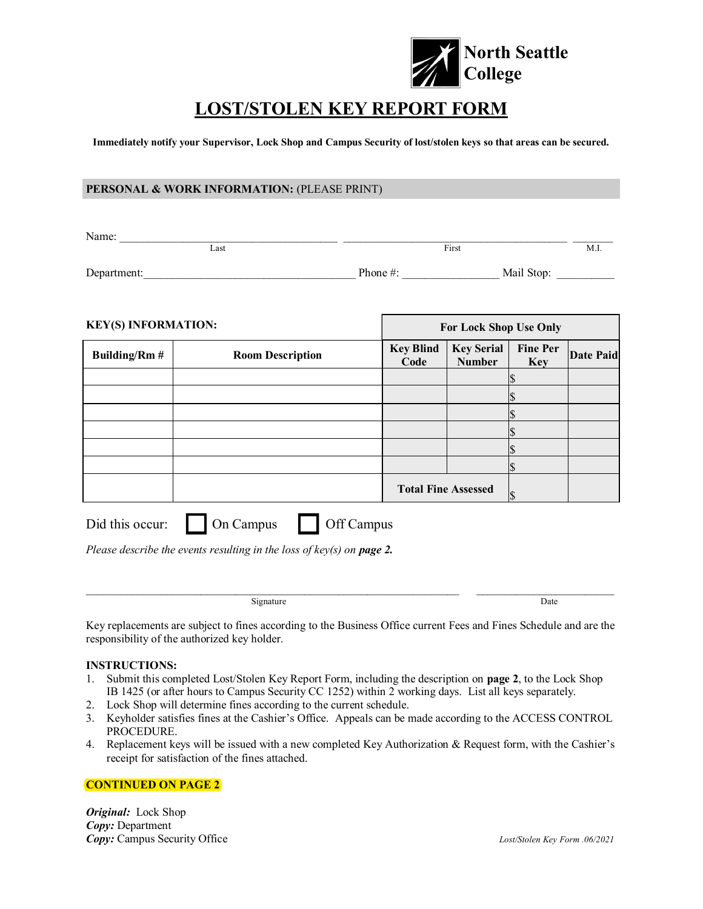North Seattle College

# LOST/STOLEN KEY REPORT FORM

**Immediately notify your Supervisor, Lock Shop and Campus Security of lost/stolen keys so that areas can be secured.**

**PERSONAL & WORK INFORMATION:** (PLEASE PRINT)

Name: ________________________ ________________________ _______
Last First M.I.

Department: ________________________ Phone #: ______________ Mail Stop: __________

**KEY(S) INFORMATION:**

| | | For Lock Shop Use Only | | | |
|---|---|---|---|---|---|
| **Building/Rm #** | **Room Description** | **Key Blind Code** | **Key Serial Number** | **Fine Per Key** | **Date Paid** |
| | | | | $ | |
| | | | | $ | |
| | | | | $ | |
| | | | | $ | |
| | | | | $ | |
| | | | | $ | |
| | | **Total Fine Assessed** | | $ | |

Did this occur: ☐ On Campus ☐ Off Campus

*Please describe the events resulting in the loss of key(s) on* ***page 2.***

______________________________________________ ____________________
Signature Date

Key replacements are subject to fines according to the Business Office current Fees and Fines Schedule and are the responsibility of the authorized key holder.

**INSTRUCTIONS:**

1. Submit this completed Lost/Stolen Key Report Form, including the description on **page 2**, to the Lock Shop IB 1425 (or after hours to Campus Security CC 1252) within 2 working days. List all keys separately.
2. Lock Shop will determine fines according to the current schedule.
3. Keyholder satisfies fines at the Cashier's Office. Appeals can be made according to the ACCESS CONTROL PROCEDURE.
4. Replacement keys will be issued with a new completed Key Authorization & Request form, with the Cashier's receipt for satisfaction of the fines attached.

**CONTINUED ON PAGE 2**

***Original:*** Lock Shop
***Copy:*** Department
***Copy:*** Campus Security Office

*Lost/Stolen Key Form .06/2021*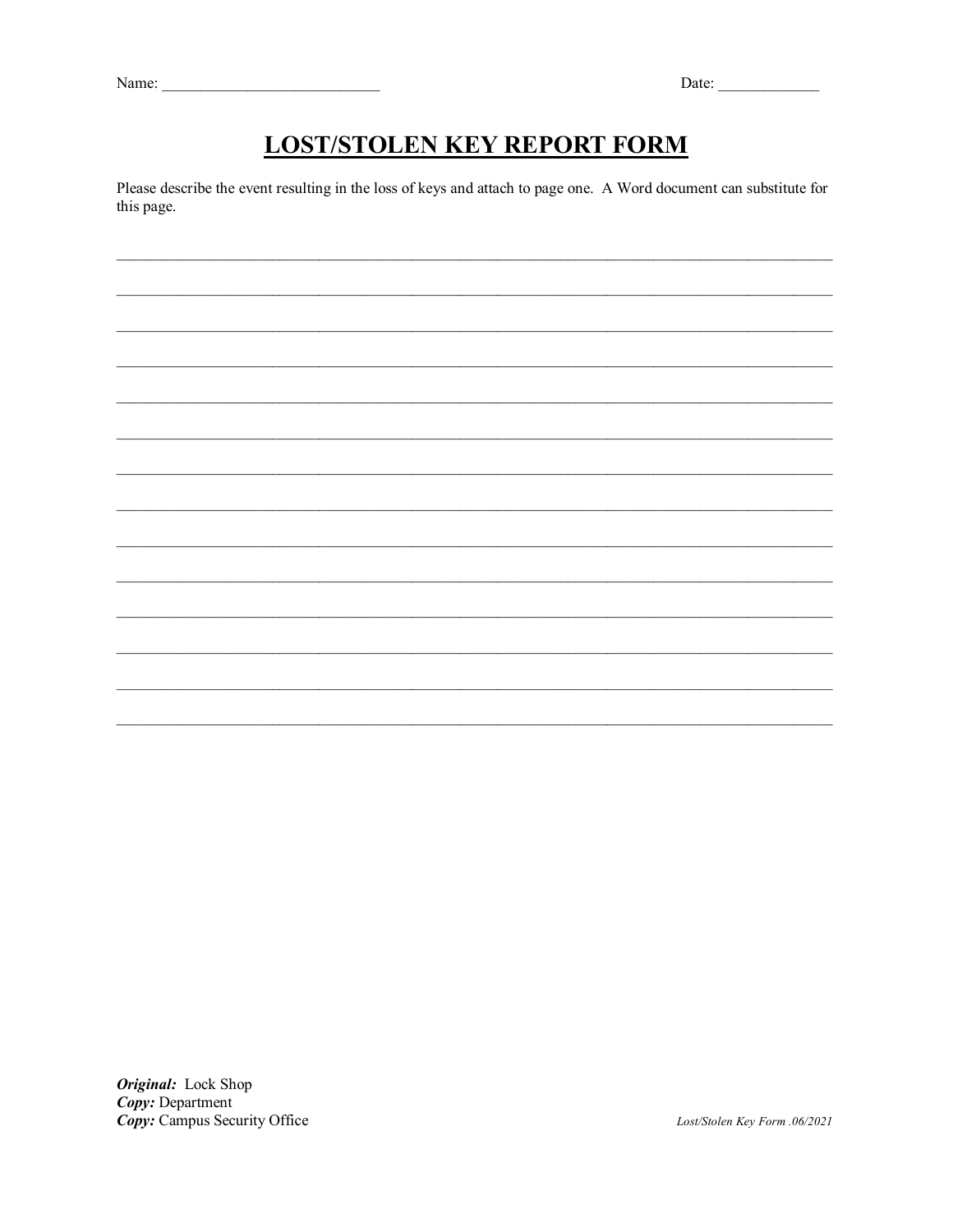Name: ____________________________ Date: _____________

# LOST/STOLEN KEY REPORT FORM

Please describe the event resulting in the loss of keys and attach to page one. A Word document can substitute for this page.

_______________________________________________________________________________________

_______________________________________________________________________________________

_______________________________________________________________________________________

_______________________________________________________________________________________

_______________________________________________________________________________________

_______________________________________________________________________________________

_______________________________________________________________________________________

_______________________________________________________________________________________

_______________________________________________________________________________________

_______________________________________________________________________________________

_______________________________________________________________________________________

_______________________________________________________________________________________

_______________________________________________________________________________________

_______________________________________________________________________________________

***Original:*** Lock Shop
***Copy:*** Department
***Copy:*** Campus Security Office

*Lost/Stolen Key Form .06/2021*